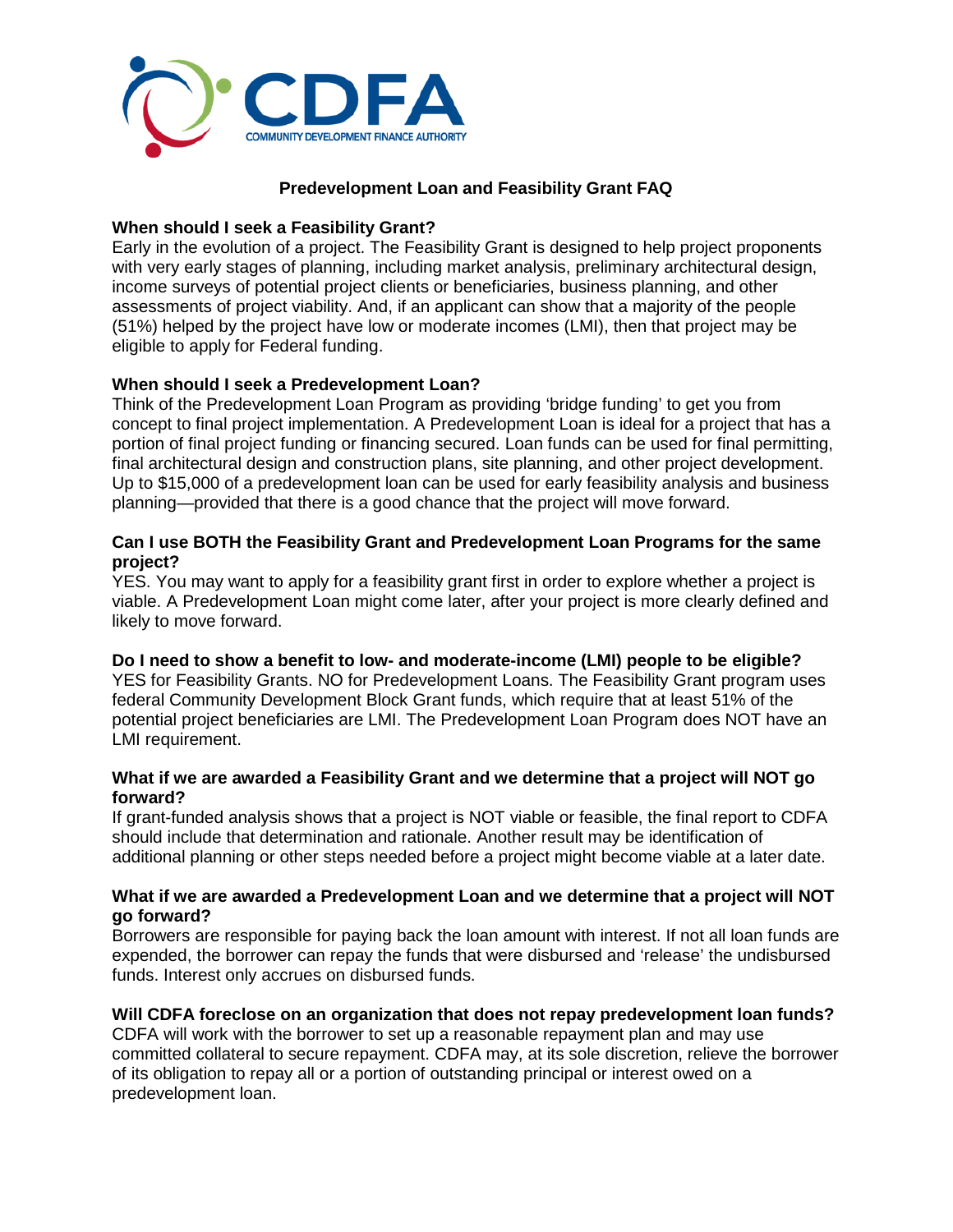**CDFA**
COMMUNITY DEVELOPMENT FINANCE AUTHORITY

# Predevelopment Loan and Feasibility Grant FAQ

### When should I seek a Feasibility Grant?

Early in the evolution of a project. The Feasibility Grant is designed to help project proponents with very early stages of planning, including market analysis, preliminary architectural design, income surveys of potential project clients or beneficiaries, business planning, and other assessments of project viability. And, if an applicant can show that a majority of the people (51%) helped by the project have low or moderate incomes (LMI), then that project may be eligible to apply for Federal funding.

### When should I seek a Predevelopment Loan?

Think of the Predevelopment Loan Program as providing 'bridge funding' to get you from concept to final project implementation. A Predevelopment Loan is ideal for a project that has a portion of final project funding or financing secured. Loan funds can be used for final permitting, final architectural design and construction plans, site planning, and other project development. Up to $15,000 of a predevelopment loan can be used for early feasibility analysis and business planning—provided that there is a good chance that the project will move forward.

### Can I use BOTH the Feasibility Grant and Predevelopment Loan Programs for the same project?

YES. You may want to apply for a feasibility grant first in order to explore whether a project is viable. A Predevelopment Loan might come later, after your project is more clearly defined and likely to move forward.

### Do I need to show a benefit to low- and moderate-income (LMI) people to be eligible?

YES for Feasibility Grants. NO for Predevelopment Loans. The Feasibility Grant program uses federal Community Development Block Grant funds, which require that at least 51% of the potential project beneficiaries are LMI. The Predevelopment Loan Program does NOT have an LMI requirement.

### What if we are awarded a Feasibility Grant and we determine that a project will NOT go forward?

If grant-funded analysis shows that a project is NOT viable or feasible, the final report to CDFA should include that determination and rationale. Another result may be identification of additional planning or other steps needed before a project might become viable at a later date.

### What if we are awarded a Predevelopment Loan and we determine that a project will NOT go forward?

Borrowers are responsible for paying back the loan amount with interest. If not all loan funds are expended, the borrower can repay the funds that were disbursed and 'release' the undisbursed funds. Interest only accrues on disbursed funds.

### Will CDFA foreclose on an organization that does not repay predevelopment loan funds?

CDFA will work with the borrower to set up a reasonable repayment plan and may use committed collateral to secure repayment. CDFA may, at its sole discretion, relieve the borrower of its obligation to repay all or a portion of outstanding principal or interest owed on a predevelopment loan.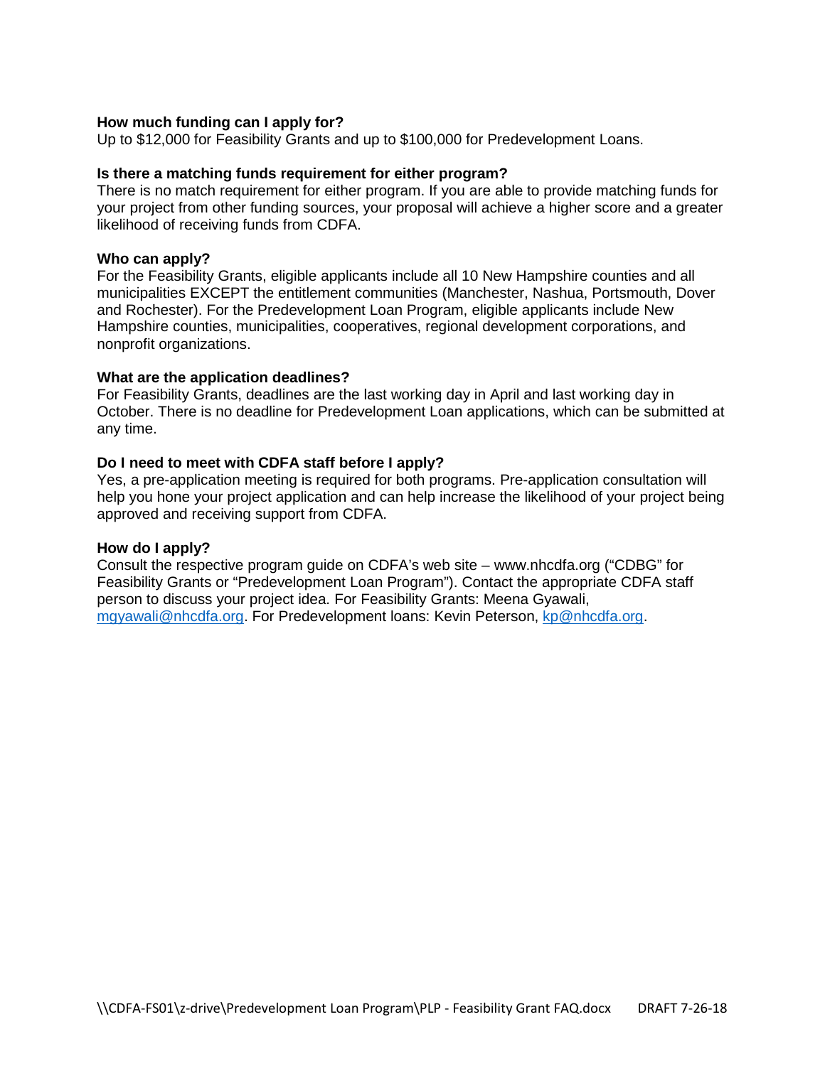**How much funding can I apply for?**
Up to $12,000 for Feasibility Grants and up to $100,000 for Predevelopment Loans.

**Is there a matching funds requirement for either program?**
There is no match requirement for either program. If you are able to provide matching funds for your project from other funding sources, your proposal will achieve a higher score and a greater likelihood of receiving funds from CDFA.

**Who can apply?**
For the Feasibility Grants, eligible applicants include all 10 New Hampshire counties and all municipalities EXCEPT the entitlement communities (Manchester, Nashua, Portsmouth, Dover and Rochester). For the Predevelopment Loan Program, eligible applicants include New Hampshire counties, municipalities, cooperatives, regional development corporations, and nonprofit organizations.

**What are the application deadlines?**
For Feasibility Grants, deadlines are the last working day in April and last working day in October. There is no deadline for Predevelopment Loan applications, which can be submitted at any time.

**Do I need to meet with CDFA staff before I apply?**
Yes, a pre-application meeting is required for both programs. Pre-application consultation will help you hone your project application and can help increase the likelihood of your project being approved and receiving support from CDFA.

**How do I apply?**
Consult the respective program guide on CDFA's web site – www.nhcdfa.org ("CDBG" for Feasibility Grants or "Predevelopment Loan Program"). Contact the appropriate CDFA staff person to discuss your project idea. For Feasibility Grants: Meena Gyawali, mgyawali@nhcdfa.org. For Predevelopment loans: Kevin Peterson, kp@nhcdfa.org.

\\CDFA-FS01\z-drive\Predevelopment Loan Program\PLP - Feasibility Grant FAQ.docx DRAFT 7-26-18